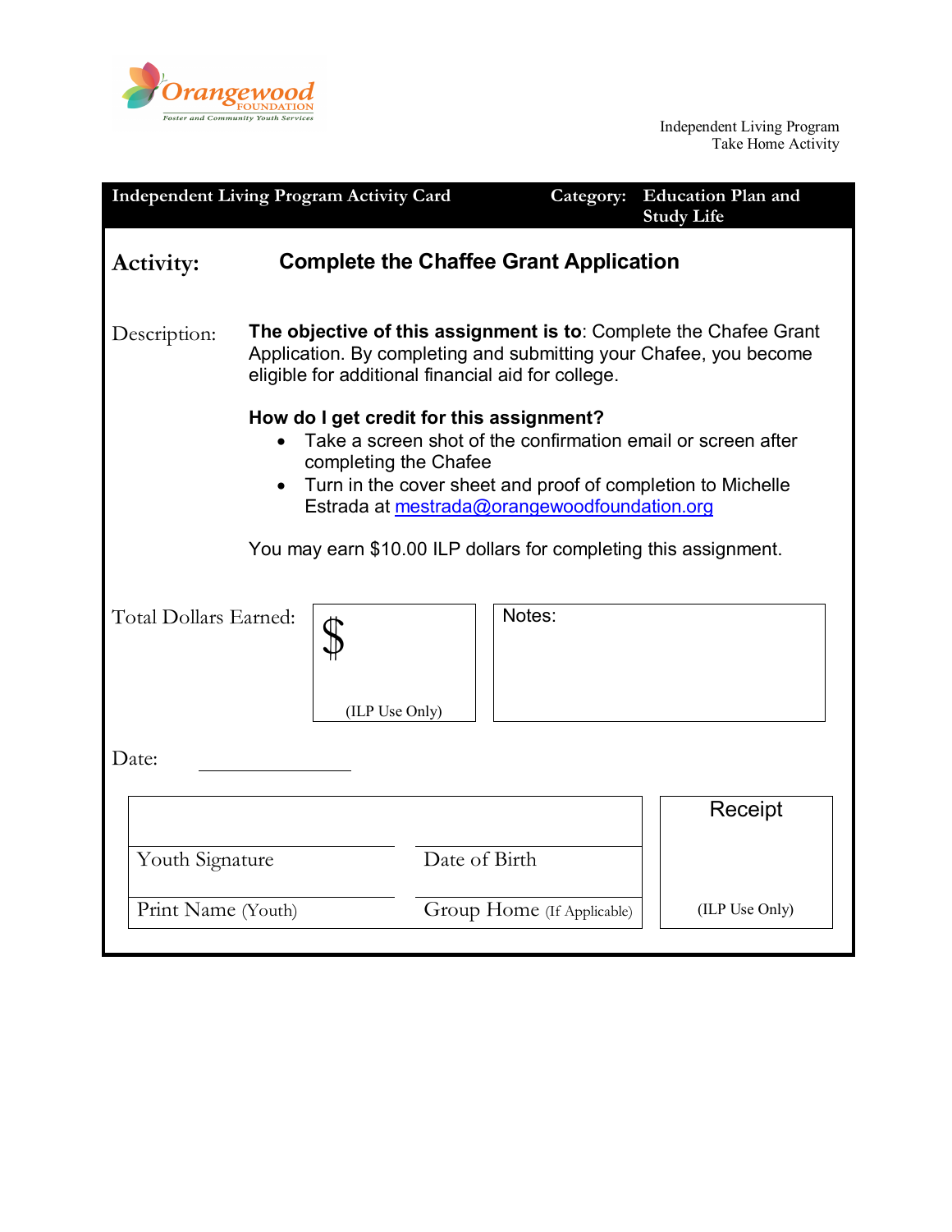Orangewood FOUNDATION
Foster and Community Youth Services

Independent Living Program
Take Home Activity

**Independent Living Program Activity Card** | **Category: Education Plan and Study Life**

**Activity:** **Complete the Chaffee Grant Application**

Description: **The objective of this assignment is to**: Complete the Chafee Grant Application. By completing and submitting your Chafee, you become eligible for additional financial aid for college.

**How do I get credit for this assignment?**

- Take a screen shot of the confirmation email or screen after completing the Chafee
- Turn in the cover sheet and proof of completion to Michelle Estrada at mestrada@orangewoodfoundation.org

You may earn $10.00 ILP dollars for completing this assignment.

Total Dollars Earned: $ (ILP Use Only)

Notes:

Date: ______________

| | | |
|---|---|---|
| Youth Signature | Date of Birth | Receipt |
| Print Name (Youth) | Group Home (If Applicable) | (ILP Use Only) |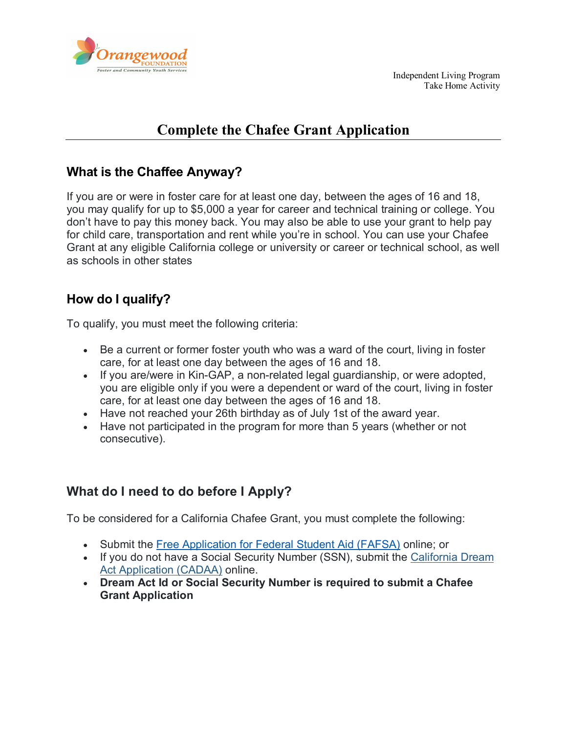Independent Living Program
Take Home Activity

# Complete the Chafee Grant Application

## What is the Chaffee Anyway?

If you are or were in foster care for at least one day, between the ages of 16 and 18, you may qualify for up to $5,000 a year for career and technical training or college. You don't have to pay this money back. You may also be able to use your grant to help pay for child care, transportation and rent while you're in school. You can use your Chafee Grant at any eligible California college or university or career or technical school, as well as schools in other states

## How do I qualify?

To qualify, you must meet the following criteria:

- Be a current or former foster youth who was a ward of the court, living in foster care, for at least one day between the ages of 16 and 18.
- If you are/were in Kin-GAP, a non-related legal guardianship, or were adopted, you are eligible only if you were a dependent or ward of the court, living in foster care, for at least one day between the ages of 16 and 18.
- Have not reached your 26th birthday as of July 1st of the award year.
- Have not participated in the program for more than 5 years (whether or not consecutive).

## What do I need to do before I Apply?

To be considered for a California Chafee Grant, you must complete the following:

- Submit the Free Application for Federal Student Aid (FAFSA) online; or
- If you do not have a Social Security Number (SSN), submit the California Dream Act Application (CADAA) online.
- **Dream Act Id or Social Security Number is required to submit a Chafee Grant Application**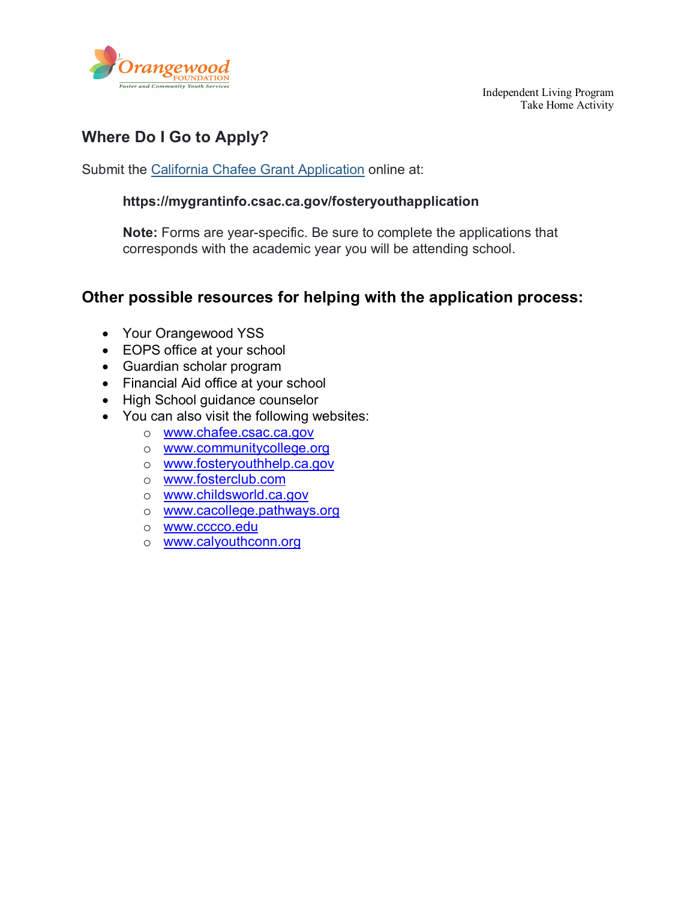Independent Living Program
Take Home Activity

## Where Do I Go to Apply?

Submit the California Chafee Grant Application online at:

> **https://mygrantinfo.csac.ca.gov/fosteryouthapplication**
>
> **Note:** Forms are year-specific. Be sure to complete the applications that corresponds with the academic year you will be attending school.

## Other possible resources for helping with the application process:

- Your Orangewood YSS
- EOPS office at your school
- Guardian scholar program
- Financial Aid office at your school
- High School guidance counselor
- You can also visit the following websites:
  - www.chafee.csac.ca.gov
  - www.communitycollege.org
  - www.fosteryouthhelp.ca.gov
  - www.fosterclub.com
  - www.childsworld.ca.gov
  - www.cacollege.pathways.org
  - www.cccco.edu
  - www.calyouthconn.org